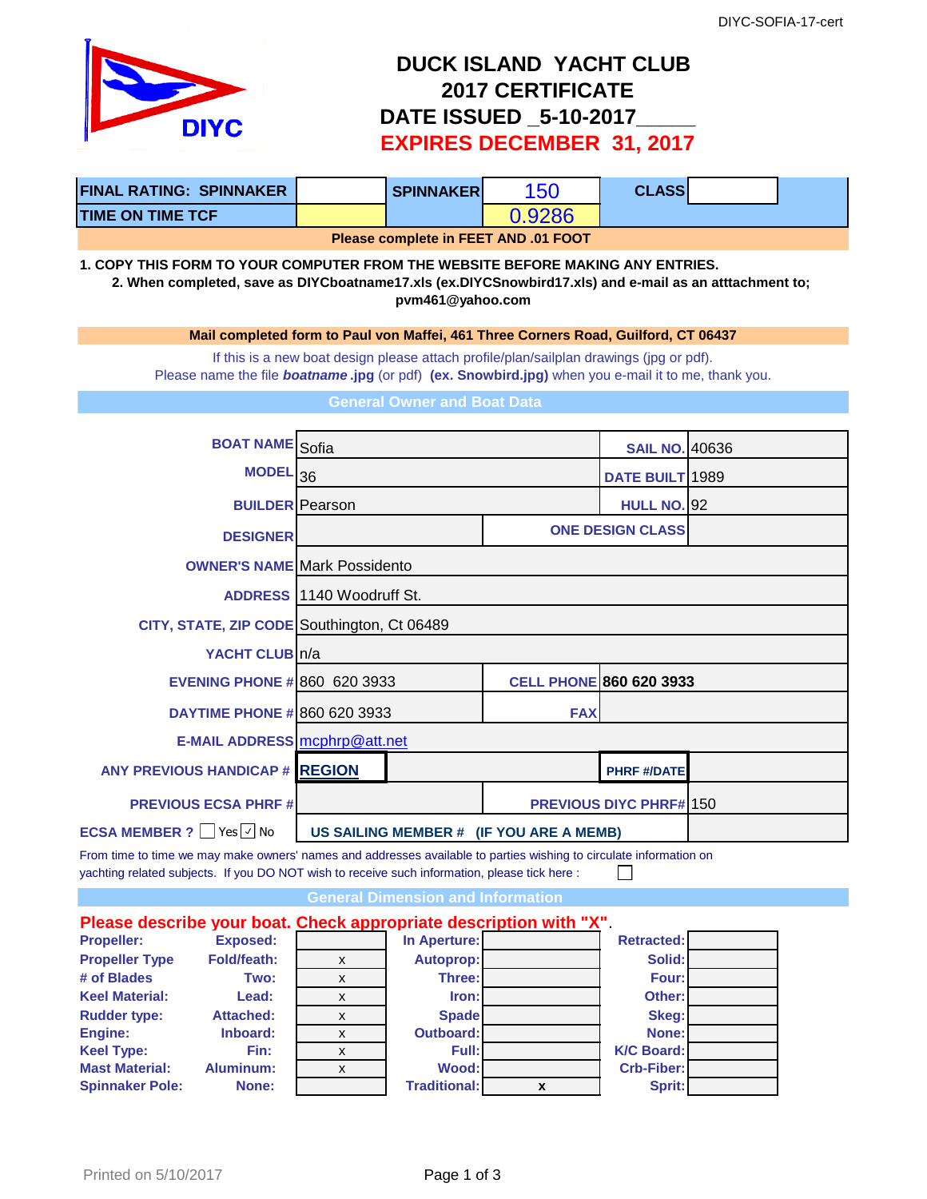DIYC-SOFIA-17-cert

# DUCK ISLAND YACHT CLUB
## 2017 CERTIFICATE
## DATE ISSUED _5-10-2017_____
## EXPIRES DECEMBER 31, 2017

| FINAL RATING: SPINNAKER | | SPINNAKER | 150 | CLASS | |
|---|---|---|---|---|---|
| TIME ON TIME TCF | | | 0.9286 | | |

**Please complete in FEET AND .01 FOOT**

**1. COPY THIS FORM TO YOUR COMPUTER FROM THE WEBSITE BEFORE MAKING ANY ENTRIES.**
**2. When completed, save as DIYCboatname17.xls (ex.DIYCSnowbird17.xls) and e-mail as an atttachment to; pvm461@yahoo.com**

**Mail completed form to Paul von Maffei, 461 Three Corners Road, Guilford, CT 06437**

If this is a new boat design please attach profile/plan/sailplan drawings (jpg or pdf).
Please name the file ***boatname*** **.jpg** (or pdf) **(ex. Snowbird.jpg)** when you e-mail it to me, thank you.

### General Owner and Boat Data

| | | | |
|---|---|---|---|
| BOAT NAME | Sofia | SAIL NO. | 40636 |
| MODEL | 36 | DATE BUILT | 1989 |
| BUILDER | Pearson | HULL NO. | 92 |
| DESIGNER | | ONE DESIGN CLASS | |
| OWNER'S NAME | Mark Possidento | | |
| ADDRESS | 1140 Woodruff St. | | |
| CITY, STATE, ZIP CODE | Southington, Ct 06489 | | |
| YACHT CLUB | n/a | | |
| EVENING PHONE # | 860 620 3933 | CELL PHONE | 860 620 3933 |
| DAYTIME PHONE # | 860 620 3933 | FAX | |
| E-MAIL ADDRESS | mcphrp@att.net | | |
| ANY PREVIOUS HANDICAP # | REGION | PHRF #/DATE | |
| PREVIOUS ECSA PHRF # | | PREVIOUS DIYC PHRF# | 150 |
| ECSA MEMBER ? ☐ Yes ☑ No | US SAILING MEMBER # (IF YOU ARE A MEMB) | | |

From time to time we may make owners' names and addresses available to parties wishing to circulate information on yachting related subjects. If you DO NOT wish to receive such information, please tick here : ☐

### General Dimension and Information

**Please describe your boat. Check appropriate description with "X".**

| | | | | | | |
|---|---|---|---|---|---|---|
| Propeller: | Exposed: | | In Aperture: | | Retracted: | |
| Propeller Type | Fold/feath: | x | Autoprop: | | Solid: | |
| # of Blades | Two: | x | Three: | | Four: | |
| Keel Material: | Lead: | x | Iron: | | Other: | |
| Rudder type: | Attached: | x | Spade | | Skeg: | |
| Engine: | Inboard: | x | Outboard: | | None: | |
| Keel Type: | Fin: | x | Full: | | K/C Board: | |
| Mast Material: | Aluminum: | x | Wood: | | Crb-Fiber: | |
| Spinnaker Pole: | None: | | Traditional: | x | Sprit: | |

Printed on 5/10/2017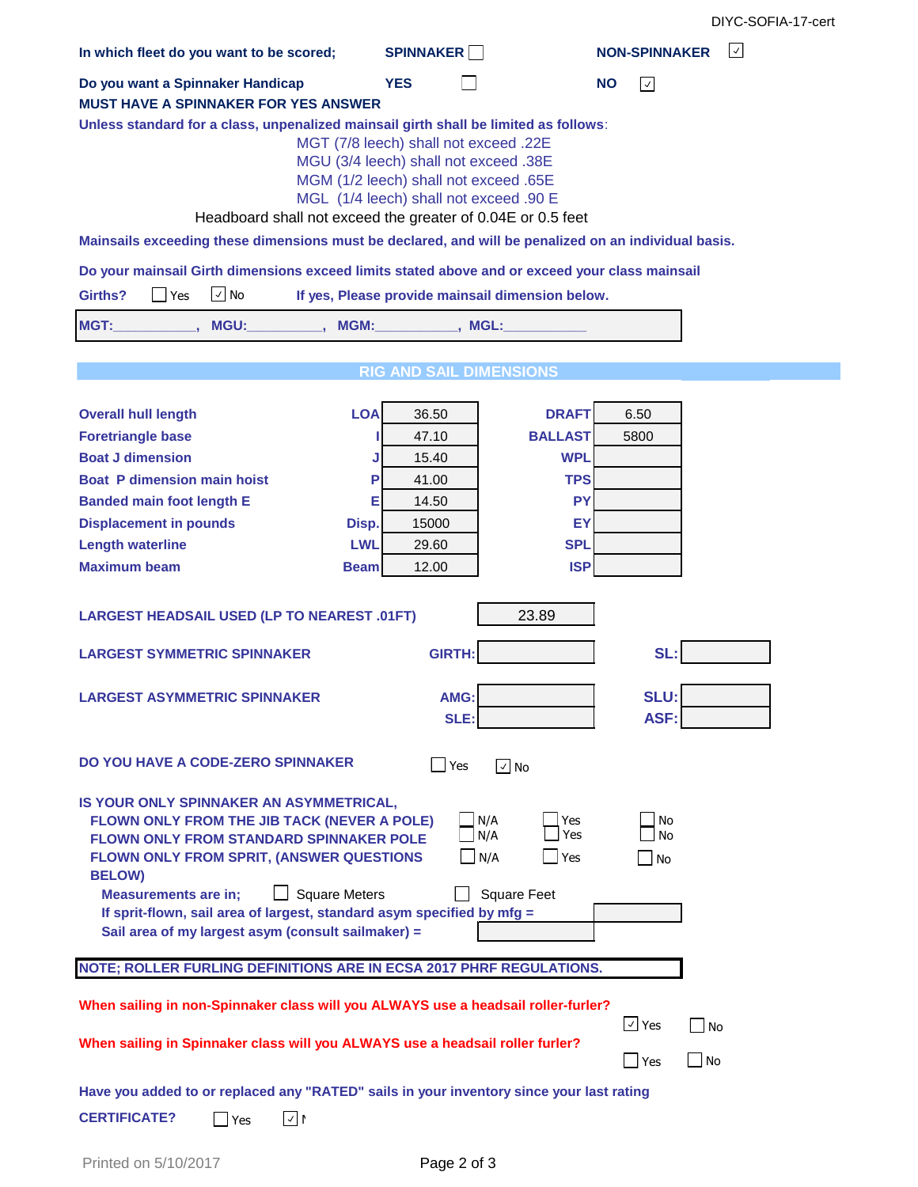In which fleet do you want to be scored; SPINNAKER ☐ NON-SPINNAKER ☑

Do you want a Spinnaker Handicap YES ☐ NO ☑

MUST HAVE A SPINNAKER FOR YES ANSWER

Unless standard for a class, unpenalized mainsail girth shall be limited as follows:

- MGT (7/8 leech) shall not exceed .22E
- MGU (3/4 leech) shall not exceed .38E
- MGM (1/2 leech) shall not exceed .65E
- MGL (1/4 leech) shall not exceed .90 E

Headboard shall not exceed the greater of 0.04E or 0.5 feet

Mainsails exceeding these dimensions must be declared, and will be penalized on an individual basis.

Do your mainsail Girth dimensions exceed limits stated above and or exceed your class mainsail Girths? ☐ Yes ☑ No If yes, Please provide mainsail dimension below.

MGT:___________, MGU:__________, MGM:___________, MGL:___________

## RIG AND SAIL DIMENSIONS

| | | | | |
|---|---|---|---|---|
| Overall hull length | LOA | 36.50 | DRAFT | 6.50 |
| Foretriangle base | I | 47.10 | BALLAST | 5800 |
| Boat J dimension | J | 15.40 | WPL | |
| Boat P dimension main hoist | P | 41.00 | TPS | |
| Banded main foot length E | E | 14.50 | PY | |
| Displacement in pounds | Disp. | 15000 | EY | |
| Length waterline | LWL | 29.60 | SPL | |
| Maximum beam | Beam | 12.00 | ISP | |

LARGEST HEADSAIL USED (LP TO NEAREST .01FT) 23.89

LARGEST SYMMETRIC SPINNAKER GIRTH: ______ SL: ______

LARGEST ASYMMETRIC SPINNAKER AMG: ______ SLU: ______ SLE: ______ ASF: ______

DO YOU HAVE A CODE-ZERO SPINNAKER ☐ Yes ☑ No

IS YOUR ONLY SPINNAKER AN ASYMMETRICAL,

- FLOWN ONLY FROM THE JIB TACK (NEVER A POLE) ☐ N/A ☐ Yes ☐ No
- FLOWN ONLY FROM STANDARD SPINNAKER POLE ☐ N/A ☐ Yes ☐ No
- FLOWN ONLY FROM SPRIT, (ANSWER QUESTIONS BELOW) ☐ N/A ☐ Yes ☐ No

Measurements are in; ☐ Square Meters ☐ Square Feet

If sprit-flown, sail area of largest, standard asym specified by mfg = ______

Sail area of my largest asym (consult sailmaker) = ______

NOTE; ROLLER FURLING DEFINITIONS ARE IN ECSA 2017 PHRF REGULATIONS.

When sailing in non-Spinnaker class will you ALWAYS use a headsail roller-furler? ☑ Yes ☐ No

When sailing in Spinnaker class will you ALWAYS use a headsail roller furler? ☐ Yes ☐ No

Have you added to or replaced any "RATED" sails in your inventory since your last rating CERTIFICATE? ☐ Yes ☑ N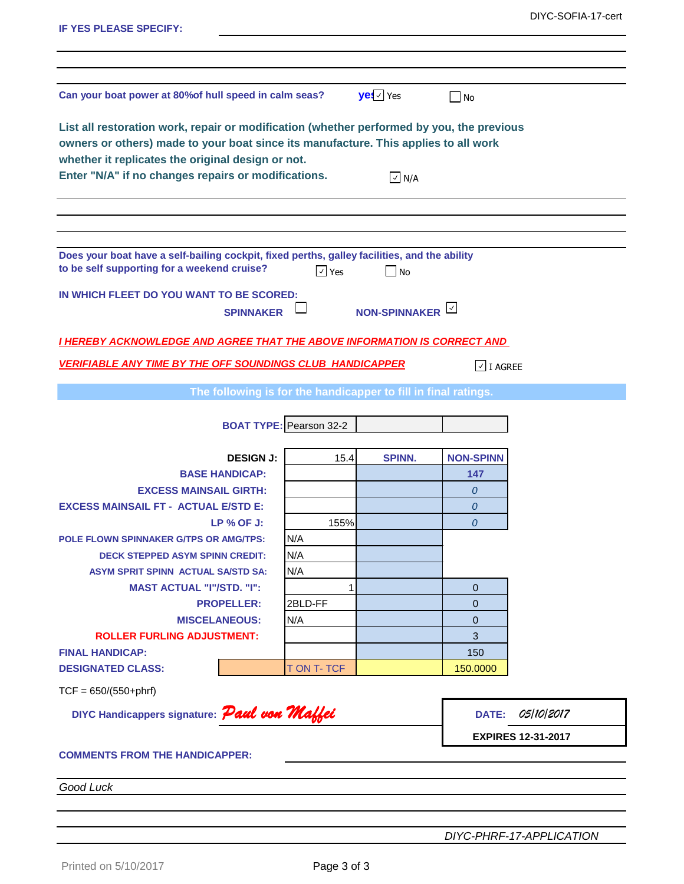IF YES PLEASE SPECIFY:

**Can your boat power at 80%of hull speed in calm seas?** yes ☑ Yes ☐ No

**List all restoration work, repair or modification (whether performed by you, the previous owners or others) made to your boat since its manufacture. This applies to all work whether it replicates the original design or not.**
**Enter "N/A" if no changes repairs or modifications.** ☑ N/A

**Does your boat have a self-bailing cockpit, fixed perths, galley facilities, and the ability to be self supporting for a weekend cruise?** ☑ Yes ☐ No

**IN WHICH FLEET DO YOU WANT TO BE SCORED:**
**SPINNAKER** ☐ **NON-SPINNAKER** ☑

***I HEREBY ACKNOWLEDGE AND AGREE THAT THE ABOVE INFORMATION IS CORRECT AND VERIFIABLE ANY TIME BY THE OFF SOUNDINGS CLUB HANDICAPPER*** ☑ I AGREE

**The following is for the handicapper to fill in final ratings.**

| | | | |
|---|---|---|---|
| **BOAT TYPE:** | Pearson 32-2 | | |
| **DESIGN J:** | 15.4 | **SPINN.** | **NON-SPINN** |
| **BASE HANDICAP:** | | | **147** |
| **EXCESS MAINSAIL GIRTH:** | | | *0* |
| **EXCESS MAINSAIL FT - ACTUAL E/STD E:** | | | *0* |
| **LP % OF J:** | 155% | | *0* |
| **POLE FLOWN SPINNAKER G/TPS OR AMG/TPS:** | N/A | | |
| **DECK STEPPED ASYM SPINN CREDIT:** | N/A | | |
| **ASYM SPRIT SPINN ACTUAL SA/STD SA:** | N/A | | |
| **MAST ACTUAL "I"/STD. "I":** | 1 | | 0 |
| **PROPELLER:** | 2BLD-FF | | 0 |
| **MISCELANEOUS:** | N/A | | 0 |
| **ROLLER FURLING ADJUSTMENT:** | | | 3 |
| **FINAL HANDICAP:** | | | 150 |
| **DESIGNATED CLASS:** | T ON T- TCF | | 150.0000 |

TCF = 650/(550+phrf)

**DIYC Handicappers signature:** *Paul von Maffei*

**DATE:** 05/10/2017
**EXPIRES 12-31-2017**

**COMMENTS FROM THE HANDICAPPER:**

*Good Luck*

*DIYC-PHRF-17-APPLICATION*